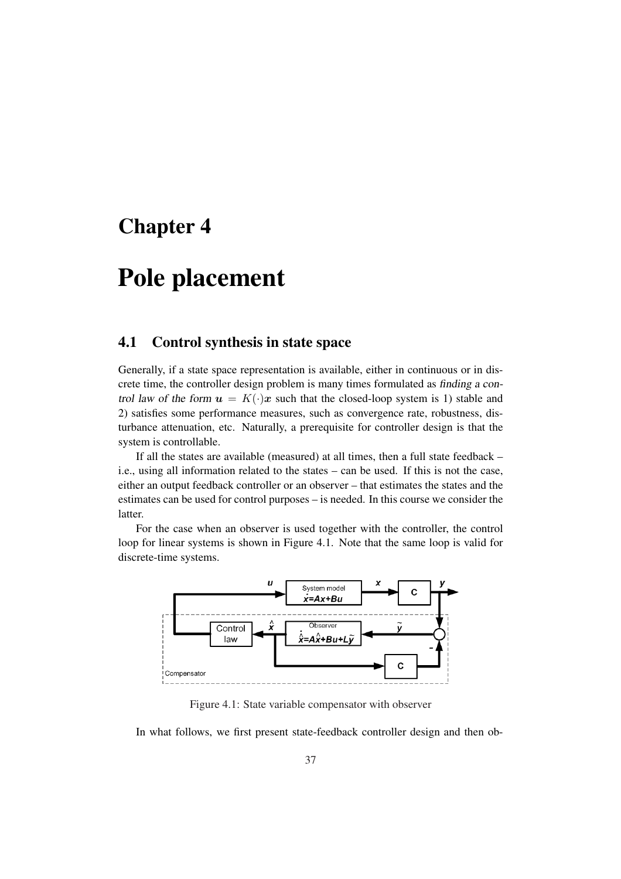# Chapter 4

# Pole placement

## 4.1 Control synthesis in state space

Generally, if a state space representation is available, either in continuous or in discrete time, the controller design problem is many times formulated as *finding a control law of the form* $\boldsymbol{u} = K(\cdot)\boldsymbol{x}$ such that the closed-loop system is 1) stable and 2) satisfies some performance measures, such as convergence rate, robustness, disturbance attenuation, etc. Naturally, a prerequisite for controller design is that the system is controllable.

If all the states are available (measured) at all times, then a full state feedback – i.e., using all information related to the states – can be used. If this is not the case, either an output feedback controller or an observer – that estimates the states and the estimates can be used for control purposes – is needed. In this course we consider the latter.

For the case when an observer is used together with the controller, the control loop for linear systems is shown in Figure 4.1. Note that the same loop is valid for discrete-time systems.

Figure 4.1: State variable compensator with observer

In what follows, we first present state-feedback controller design and then ob-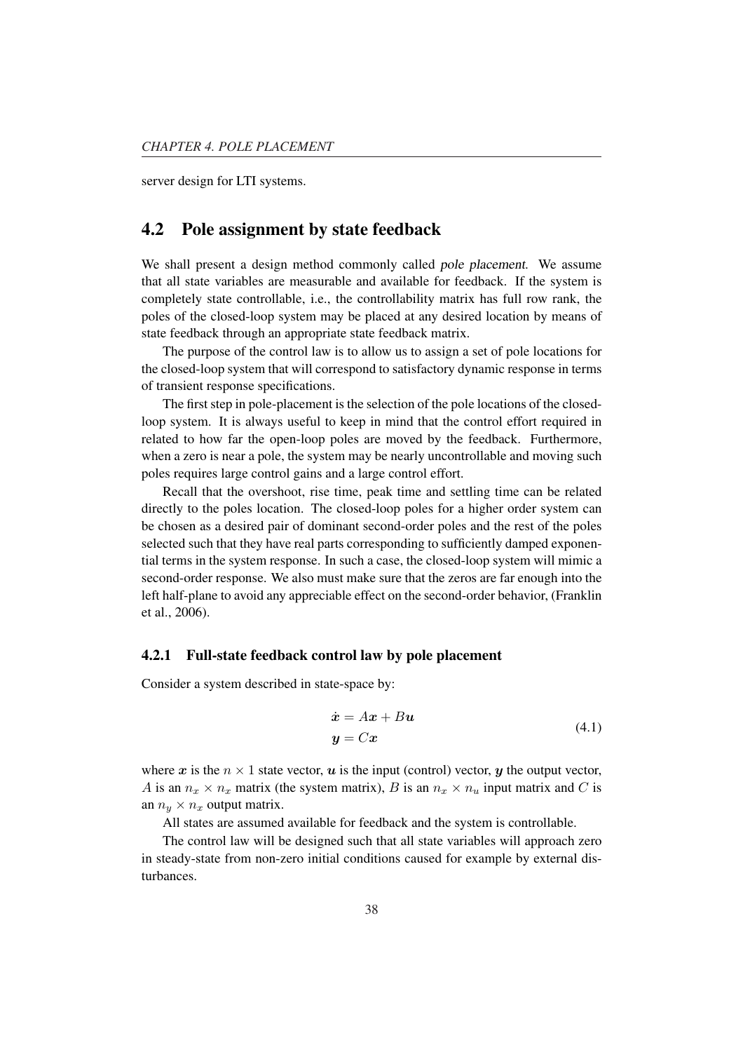server design for LTI systems.

## 4.2 Pole assignment by state feedback

We shall present a design method commonly called *pole placement*. We assume that all state variables are measurable and available for feedback. If the system is completely state controllable, i.e., the controllability matrix has full row rank, the poles of the closed-loop system may be placed at any desired location by means of state feedback through an appropriate state feedback matrix.

The purpose of the control law is to allow us to assign a set of pole locations for the closed-loop system that will correspond to satisfactory dynamic response in terms of transient response specifications.

The first step in pole-placement is the selection of the pole locations of the closed-loop system. It is always useful to keep in mind that the control effort required in related to how far the open-loop poles are moved by the feedback. Furthermore, when a zero is near a pole, the system may be nearly uncontrollable and moving such poles requires large control gains and a large control effort.

Recall that the overshoot, rise time, peak time and settling time can be related directly to the poles location. The closed-loop poles for a higher order system can be chosen as a desired pair of dominant second-order poles and the rest of the poles selected such that they have real parts corresponding to sufficiently damped exponential terms in the system response. In such a case, the closed-loop system will mimic a second-order response. We also must make sure that the zeros are far enough into the left half-plane to avoid any appreciable effect on the second-order behavior, (Franklin et al., 2006).

### 4.2.1 Full-state feedback control law by pole placement

Consider a system described in state-space by:

$$
\begin{aligned}
\dot{\boldsymbol{x}} &= A\boldsymbol{x} + B\boldsymbol{u} \\
\boldsymbol{y} &= C\boldsymbol{x}
\end{aligned}
\tag{4.1}
$$

where $\boldsymbol{x}$ is the $n \times 1$ state vector, $\boldsymbol{u}$ is the input (control) vector, $\boldsymbol{y}$ the output vector, $A$ is an $n_x \times n_x$ matrix (the system matrix), $B$ is an $n_x \times n_u$ input matrix and $C$ is an $n_y \times n_x$ output matrix.

All states are assumed available for feedback and the system is controllable.

The control law will be designed such that all state variables will approach zero in steady-state from non-zero initial conditions caused for example by external disturbances.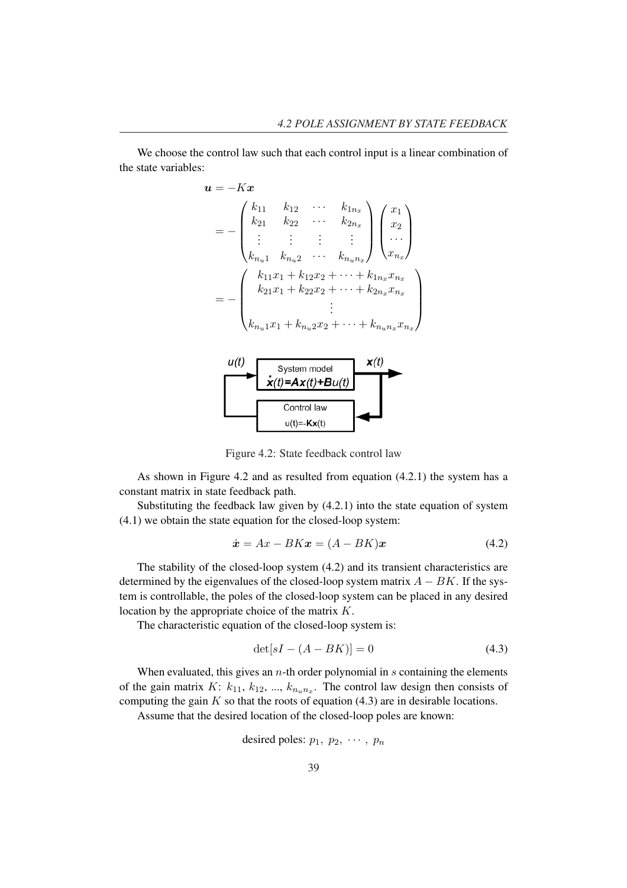We choose the control law such that each control input is a linear combination of the state variables:

$$
\begin{aligned}
\boldsymbol{u} &= -K\boldsymbol{x} \\
&= -\begin{pmatrix} k_{11} & k_{12} & \cdots & k_{1n_x} \\ k_{21} & k_{22} & \cdots & k_{2n_x} \\ \vdots & \vdots & \vdots & \vdots \\ k_{n_u1} & k_{n_u2} & \cdots & k_{n_un_x} \end{pmatrix} \begin{pmatrix} x_1 \\ x_2 \\ \cdots \\ x_{n_x} \end{pmatrix} \\
&= -\begin{pmatrix} k_{11}x_1 + k_{12}x_2 + \cdots + k_{1n_x}x_{n_x} \\ k_{21}x_1 + k_{22}x_2 + \cdots + k_{2n_x}x_{n_x} \\ \vdots \\ k_{n_u1}x_1 + k_{n_u2}x_2 + \cdots + k_{n_un_x}x_{n_x} \end{pmatrix}
\end{aligned}
$$

Figure 4.2: State feedback control law

As shown in Figure 4.2 and as resulted from equation (4.2.1) the system has a constant matrix in state feedback path.

Substituting the feedback law given by (4.2.1) into the state equation of system (4.1) we obtain the state equation for the closed-loop system:

$$\dot{\boldsymbol{x}} = Ax - BK\boldsymbol{x} = (A - BK)\boldsymbol{x} \tag{4.2}$$

The stability of the closed-loop system (4.2) and its transient characteristics are determined by the eigenvalues of the closed-loop system matrix $A - BK$. If the system is controllable, the poles of the closed-loop system can be placed in any desired location by the appropriate choice of the matrix $K$.

The characteristic equation of the closed-loop system is:

$$\det[sI - (A - BK)] = 0 \tag{4.3}$$

When evaluated, this gives an $n$-th order polynomial in $s$ containing the elements of the gain matrix $K$: $k_{11}$, $k_{12}$, ..., $k_{n_un_x}$. The control law design then consists of computing the gain $K$ so that the roots of equation (4.3) are in desirable locations.

Assume that the desired location of the closed-loop poles are known:

$$\text{desired poles: } p_1,\ p_2,\ \cdots,\ p_n$$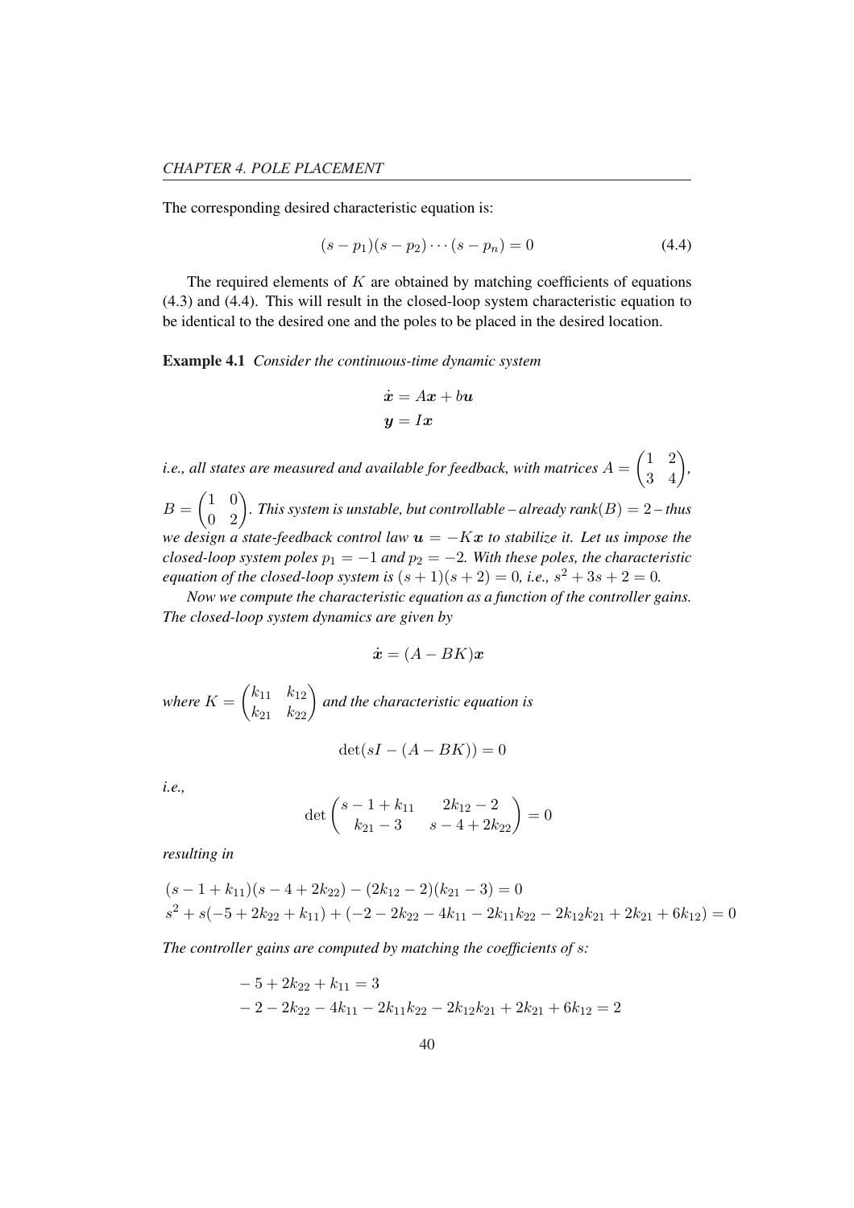The corresponding desired characteristic equation is:

$$(s - p_1)(s - p_2) \cdots (s - p_n) = 0 \tag{4.4}$$

The required elements of $K$ are obtained by matching coefficients of equations (4.3) and (4.4). This will result in the closed-loop system characteristic equation to be identical to the desired one and the poles to be placed in the desired location.

**Example 4.1** *Consider the continuous-time dynamic system*

$$\dot{\boldsymbol{x}} = A\boldsymbol{x} + b\boldsymbol{u}$$
$$\boldsymbol{y} = I\boldsymbol{x}$$

*i.e., all states are measured and available for feedback, with matrices* $A = \begin{pmatrix} 1 & 2 \\ 3 & 4 \end{pmatrix}$, $B = \begin{pmatrix} 1 & 0 \\ 0 & 2 \end{pmatrix}$. *This system is unstable, but controllable – already rank*$(B) = 2$ *– thus we design a state-feedback control law* $\boldsymbol{u} = -K\boldsymbol{x}$ *to stabilize it. Let us impose the closed-loop system poles* $p_1 = -1$ *and* $p_2 = -2$. *With these poles, the characteristic equation of the closed-loop system is* $(s + 1)(s + 2) = 0$, *i.e.,* $s^2 + 3s + 2 = 0$.

*Now we compute the characteristic equation as a function of the controller gains. The closed-loop system dynamics are given by*

$$\dot{\boldsymbol{x}} = (A - BK)\boldsymbol{x}$$

*where* $K = \begin{pmatrix} k_{11} & k_{12} \\ k_{21} & k_{22} \end{pmatrix}$ *and the characteristic equation is*

$$\det(sI - (A - BK)) = 0$$

*i.e.,*

$$\det \begin{pmatrix} s - 1 + k_{11} & 2k_{12} - 2 \\ k_{21} - 3 & s - 4 + 2k_{22} \end{pmatrix} = 0$$

*resulting in*

$$(s - 1 + k_{11})(s - 4 + 2k_{22}) - (2k_{12} - 2)(k_{21} - 3) = 0$$
$$s^2 + s(-5 + 2k_{22} + k_{11}) + (-2 - 2k_{22} - 4k_{11} - 2k_{11}k_{22} - 2k_{12}k_{21} + 2k_{21} + 6k_{12}) = 0$$

*The controller gains are computed by matching the coefficients of s:*

$$-5 + 2k_{22} + k_{11} = 3$$
$$-2 - 2k_{22} - 4k_{11} - 2k_{11}k_{22} - 2k_{12}k_{21} + 2k_{21} + 6k_{12} = 2$$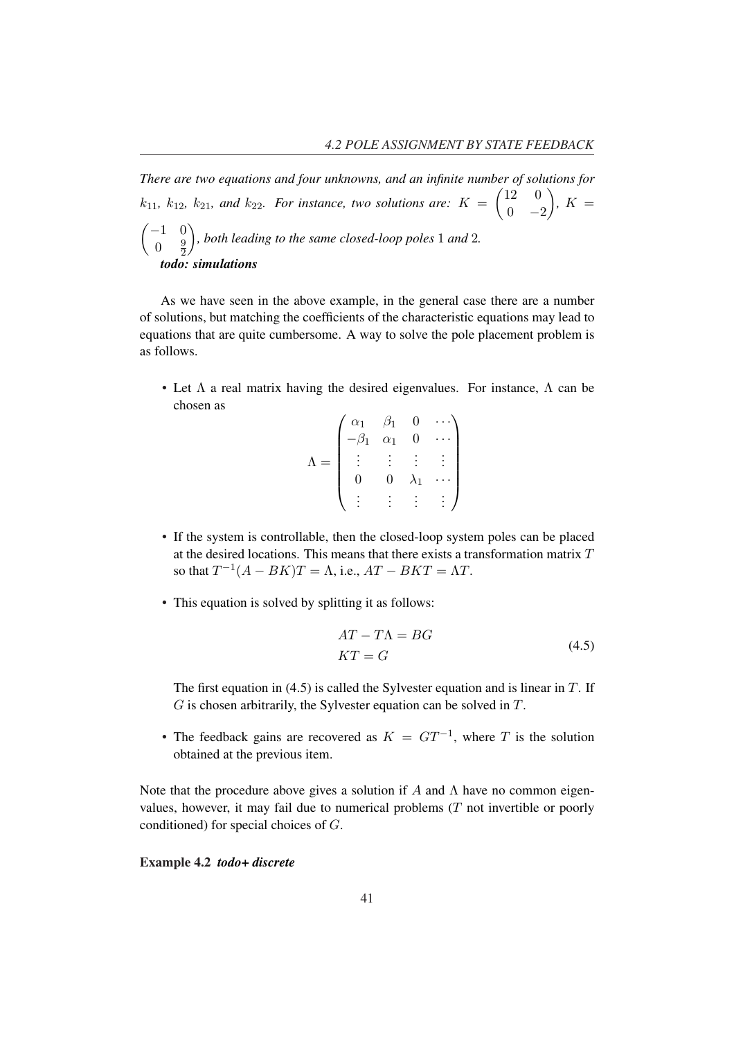*There are two equations and four unknowns, and an infinite number of solutions for $k_{11}$, $k_{12}$, $k_{21}$, and $k_{22}$. For instance, two solutions are: $K = \begin{pmatrix} 12 & 0 \\ 0 & -2 \end{pmatrix}$, $K = \begin{pmatrix} -1 & 0 \\ 0 & \frac{9}{2} \end{pmatrix}$, both leading to the same closed-loop poles 1 and 2.*

***todo: simulations***

As we have seen in the above example, in the general case there are a number of solutions, but matching the coefficients of the characteristic equations may lead to equations that are quite cumbersome. A way to solve the pole placement problem is as follows.

- Let $\Lambda$ a real matrix having the desired eigenvalues. For instance, $\Lambda$ can be chosen as

$$\Lambda = \begin{pmatrix} \alpha_1 & \beta_1 & 0 & \cdots \\ -\beta_1 & \alpha_1 & 0 & \cdots \\ \vdots & \vdots & \vdots & \vdots \\ 0 & 0 & \lambda_1 & \cdots \\ \vdots & \vdots & \vdots & \vdots \end{pmatrix}$$

- If the system is controllable, then the closed-loop system poles can be placed at the desired locations. This means that there exists a transformation matrix $T$ so that $T^{-1}(A - BK)T = \Lambda$, i.e., $AT - BKT = \Lambda T$.

- This equation is solved by splitting it as follows:

$$\begin{aligned} AT - T\Lambda &= BG \\ KT &= G \end{aligned} \tag{4.5}$$

  The first equation in (4.5) is called the Sylvester equation and is linear in $T$. If $G$ is chosen arbitrarily, the Sylvester equation can be solved in $T$.

- The feedback gains are recovered as $K = GT^{-1}$, where $T$ is the solution obtained at the previous item.

Note that the procedure above gives a solution if $A$ and $\Lambda$ have no common eigenvalues, however, it may fail due to numerical problems ($T$ not invertible or poorly conditioned) for special choices of $G$.

**Example 4.2** ***todo+ discrete***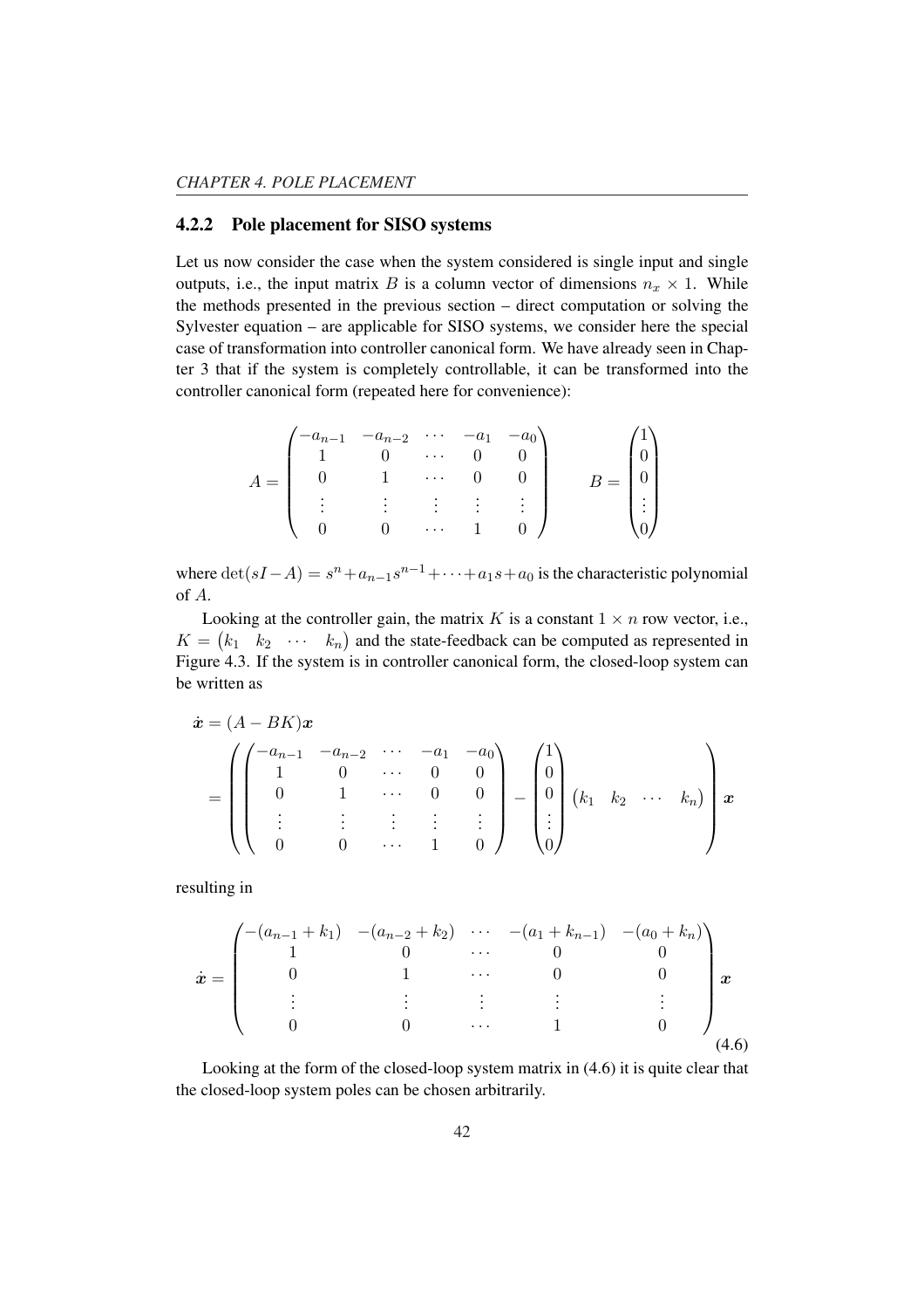### 4.2.2 Pole placement for SISO systems

Let us now consider the case when the system considered is single input and single outputs, i.e., the input matrix $B$ is a column vector of dimensions $n_x \times 1$. While the methods presented in the previous section – direct computation or solving the Sylvester equation – are applicable for SISO systems, we consider here the special case of transformation into controller canonical form. We have already seen in Chapter 3 that if the system is completely controllable, it can be transformed into the controller canonical form (repeated here for convenience):

$$A = \begin{pmatrix} -a_{n-1} & -a_{n-2} & \cdots & -a_1 & -a_0 \\ 1 & 0 & \cdots & 0 & 0 \\ 0 & 1 & \cdots & 0 & 0 \\ \vdots & \vdots & \vdots & \vdots & \vdots \\ 0 & 0 & \cdots & 1 & 0 \end{pmatrix} \qquad B = \begin{pmatrix} 1 \\ 0 \\ 0 \\ \vdots \\ 0 \end{pmatrix}$$

where $\det(sI - A) = s^n + a_{n-1}s^{n-1} + \cdots + a_1 s + a_0$ is the characteristic polynomial of $A$.

Looking at the controller gain, the matrix $K$ is a constant $1 \times n$ row vector, i.e., $K = \begin{pmatrix} k_1 & k_2 & \cdots & k_n \end{pmatrix}$ and the state-feedback can be computed as represented in Figure 4.3. If the system is in controller canonical form, the closed-loop system can be written as

$$\begin{aligned} \dot{\boldsymbol{x}} &= (A - BK)\boldsymbol{x} \\ &= \left( \begin{pmatrix} -a_{n-1} & -a_{n-2} & \cdots & -a_1 & -a_0 \\ 1 & 0 & \cdots & 0 & 0 \\ 0 & 1 & \cdots & 0 & 0 \\ \vdots & \vdots & \vdots & \vdots & \vdots \\ 0 & 0 & \cdots & 1 & 0 \end{pmatrix} - \begin{pmatrix} 1 \\ 0 \\ 0 \\ \vdots \\ 0 \end{pmatrix} \begin{pmatrix} k_1 & k_2 & \cdots & k_n \end{pmatrix} \right) \boldsymbol{x} \end{aligned}$$

resulting in

$$\dot{\boldsymbol{x}} = \begin{pmatrix} -(a_{n-1} + k_1) & -(a_{n-2} + k_2) & \cdots & -(a_1 + k_{n-1}) & -(a_0 + k_n) \\ 1 & 0 & \cdots & 0 & 0 \\ 0 & 1 & \cdots & 0 & 0 \\ \vdots & \vdots & \vdots & \vdots & \vdots \\ 0 & 0 & \cdots & 1 & 0 \end{pmatrix} \boldsymbol{x} \tag{4.6}$$

Looking at the form of the closed-loop system matrix in (4.6) it is quite clear that the closed-loop system poles can be chosen arbitrarily.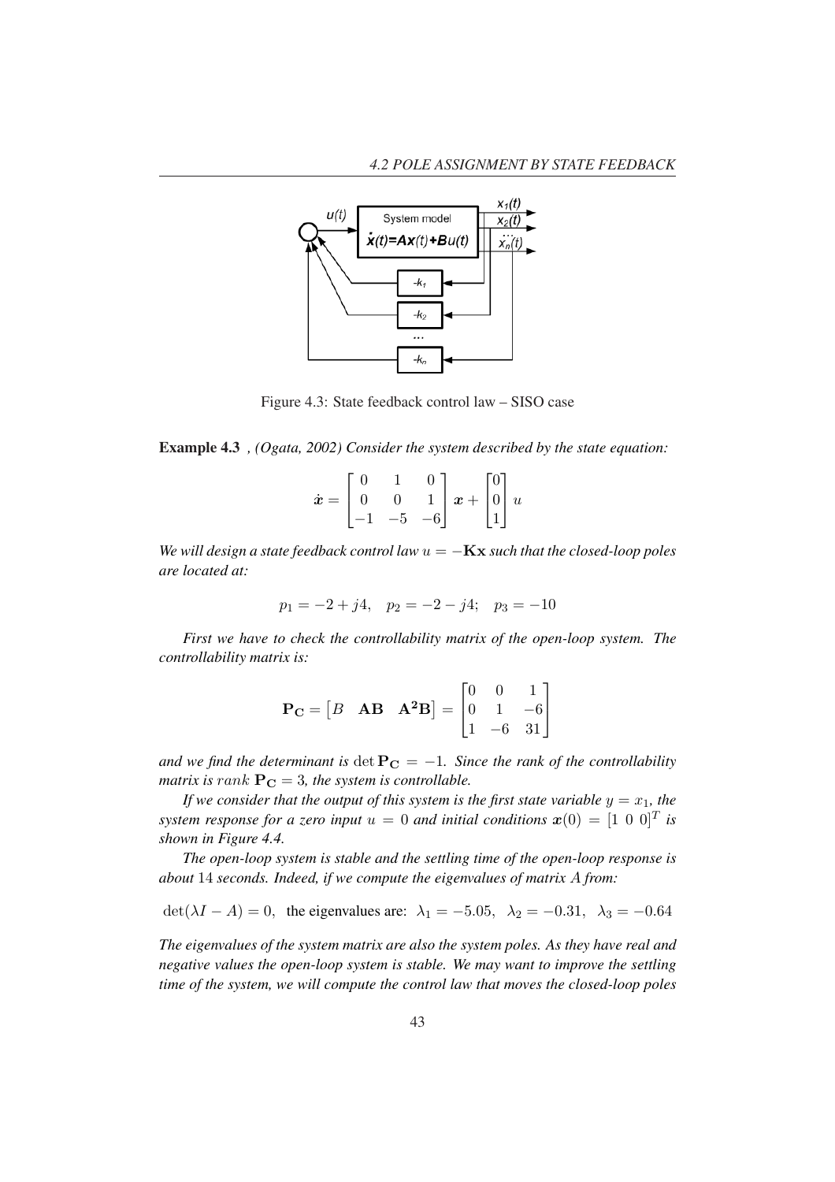Figure 4.3: State feedback control law – SISO case

**Example 4.3** *, (Ogata, 2002) Consider the system described by the state equation:*

$$\dot{\boldsymbol{x}} = \begin{bmatrix} 0 & 1 & 0 \\ 0 & 0 & 1 \\ -1 & -5 & -6 \end{bmatrix} \boldsymbol{x} + \begin{bmatrix} 0 \\ 0 \\ 1 \end{bmatrix} u$$

*We will design a state feedback control law $u = -\mathbf{Kx}$ such that the closed-loop poles are located at:*

$$p_1 = -2 + j4, \quad p_2 = -2 - j4; \quad p_3 = -10$$

*First we have to check the controllability matrix of the open-loop system. The controllability matrix is:*

$$\mathbf{P_C} = \begin{bmatrix} B & \mathbf{AB} & \mathbf{A^2B} \end{bmatrix} = \begin{bmatrix} 0 & 0 & 1 \\ 0 & 1 & -6 \\ 1 & -6 & 31 \end{bmatrix}$$

*and we find the determinant is $\det \mathbf{P_C} = -1$. Since the rank of the controllability matrix is $rank\ \mathbf{P_C} = 3$, the system is controllable.*

*If we consider that the output of this system is the first state variable $y = x_1$, the system response for a zero input $u = 0$ and initial conditions $\boldsymbol{x}(0) = [1\ 0\ 0]^T$ is shown in Figure 4.4.*

*The open-loop system is stable and the settling time of the open-loop response is about 14 seconds. Indeed, if we compute the eigenvalues of matrix $A$ from:*

$$\det(\lambda I - A) = 0, \text{ the eigenvalues are: } \lambda_1 = -5.05, \ \lambda_2 = -0.31, \ \lambda_3 = -0.64$$

*The eigenvalues of the system matrix are also the system poles. As they have real and negative values the open-loop system is stable. We may want to improve the settling time of the system, we will compute the control law that moves the closed-loop poles*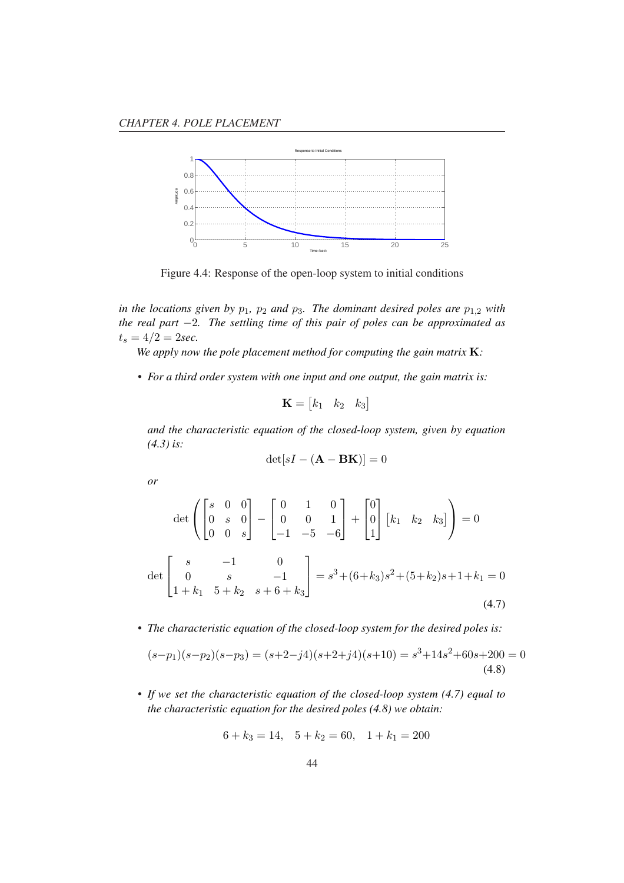Figure 4.4: Response of the open-loop system to initial conditions

*in the locations given by $p_1$, $p_2$ and $p_3$. The dominant desired poles are $p_{1,2}$ with the real part $-2$. The settling time of this pair of poles can be approximated as $t_s = 4/2 = 2sec$.*

*We apply now the pole placement method for computing the gain matrix $\mathbf{K}$:*

- *For a third order system with one input and one output, the gain matrix is:*

$$\mathbf{K} = \begin{bmatrix} k_1 & k_2 & k_3 \end{bmatrix}$$

*and the characteristic equation of the closed-loop system, given by equation (4.3) is:*

$$\det[sI - (\mathbf{A} - \mathbf{BK})] = 0$$

*or*

$$\det \left( \begin{bmatrix} s & 0 & 0 \\ 0 & s & 0 \\ 0 & 0 & s \end{bmatrix} - \begin{bmatrix} 0 & 1 & 0 \\ 0 & 0 & 1 \\ -1 & -5 & -6 \end{bmatrix} + \begin{bmatrix} 0 \\ 0 \\ 1 \end{bmatrix} \begin{bmatrix} k_1 & k_2 & k_3 \end{bmatrix} \right) = 0$$

$$\det \begin{bmatrix} s & -1 & 0 \\ 0 & s & -1 \\ 1 + k_1 & 5 + k_2 & s + 6 + k_3 \end{bmatrix} = s^3 + (6 + k_3)s^2 + (5 + k_2)s + 1 + k_1 = 0 \tag{4.7}$$

- *The characteristic equation of the closed-loop system for the desired poles is:*

$$(s - p_1)(s - p_2)(s - p_3) = (s + 2 - j4)(s + 2 + j4)(s + 10) = s^3 + 14s^2 + 60s + 200 = 0 \tag{4.8}$$

- *If we set the characteristic equation of the closed-loop system (4.7) equal to the characteristic equation for the desired poles (4.8) we obtain:*

$$6 + k_3 = 14, \quad 5 + k_2 = 60, \quad 1 + k_1 = 200$$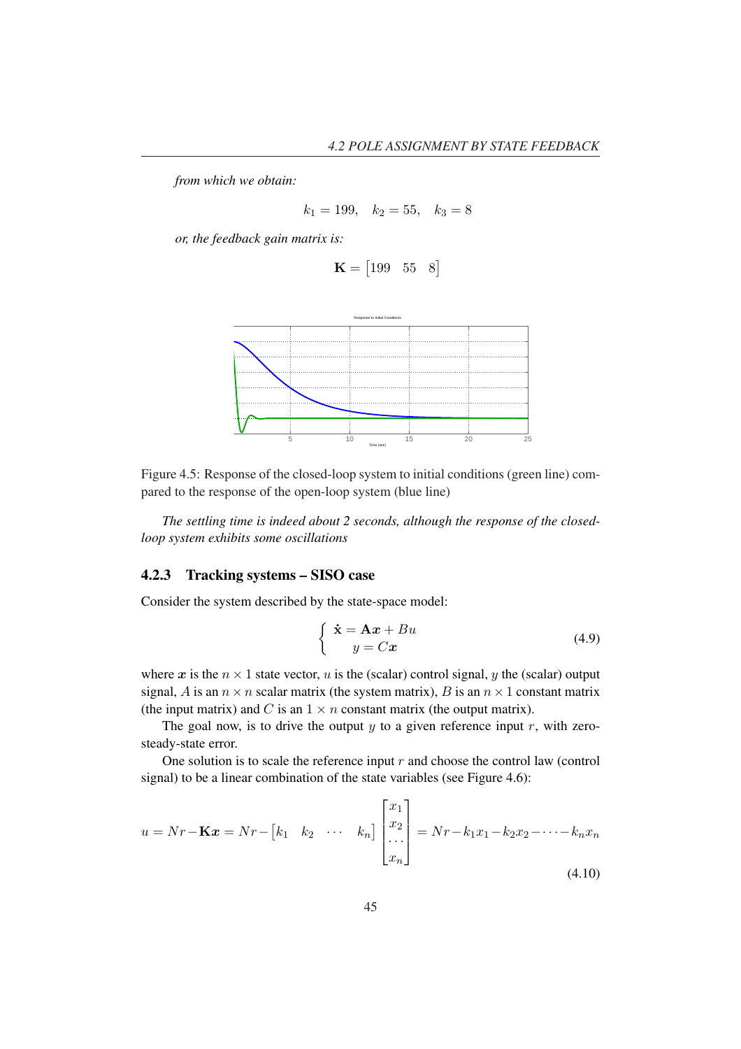*from which we obtain:*

$$k_1 = 199, \quad k_2 = 55, \quad k_3 = 8$$

*or, the feedback gain matrix is:*

$$\mathbf{K} = \begin{bmatrix} 199 & 55 & 8 \end{bmatrix}$$

Figure 4.5: Response of the closed-loop system to initial conditions (green line) compared to the response of the open-loop system (blue line)

*The settling time is indeed about 2 seconds, although the response of the closed-loop system exhibits some oscillations*

### 4.2.3 Tracking systems – SISO case

Consider the system described by the state-space model:

$$\begin{cases} \dot{\mathbf{x}} = \mathbf{A}\boldsymbol{x} + Bu \\ y = C\boldsymbol{x} \end{cases} \tag{4.9}$$

where $\boldsymbol{x}$ is the $n \times 1$ state vector, $u$ is the (scalar) control signal, $y$ the (scalar) output signal, $A$ is an $n \times n$ scalar matrix (the system matrix), $B$ is an $n \times 1$ constant matrix (the input matrix) and $C$ is an $1 \times n$ constant matrix (the output matrix).

The goal now, is to drive the output $y$ to a given reference input $r$, with zero-steady-state error.

One solution is to scale the reference input $r$ and choose the control law (control signal) to be a linear combination of the state variables (see Figure 4.6):

$$u = Nr - \mathbf{K}\boldsymbol{x} = Nr - \begin{bmatrix} k_1 & k_2 & \cdots & k_n \end{bmatrix} \begin{bmatrix} x_1 \\ x_2 \\ \cdots \\ x_n \end{bmatrix} = Nr - k_1 x_1 - k_2 x_2 - \cdots - k_n x_n \tag{4.10}$$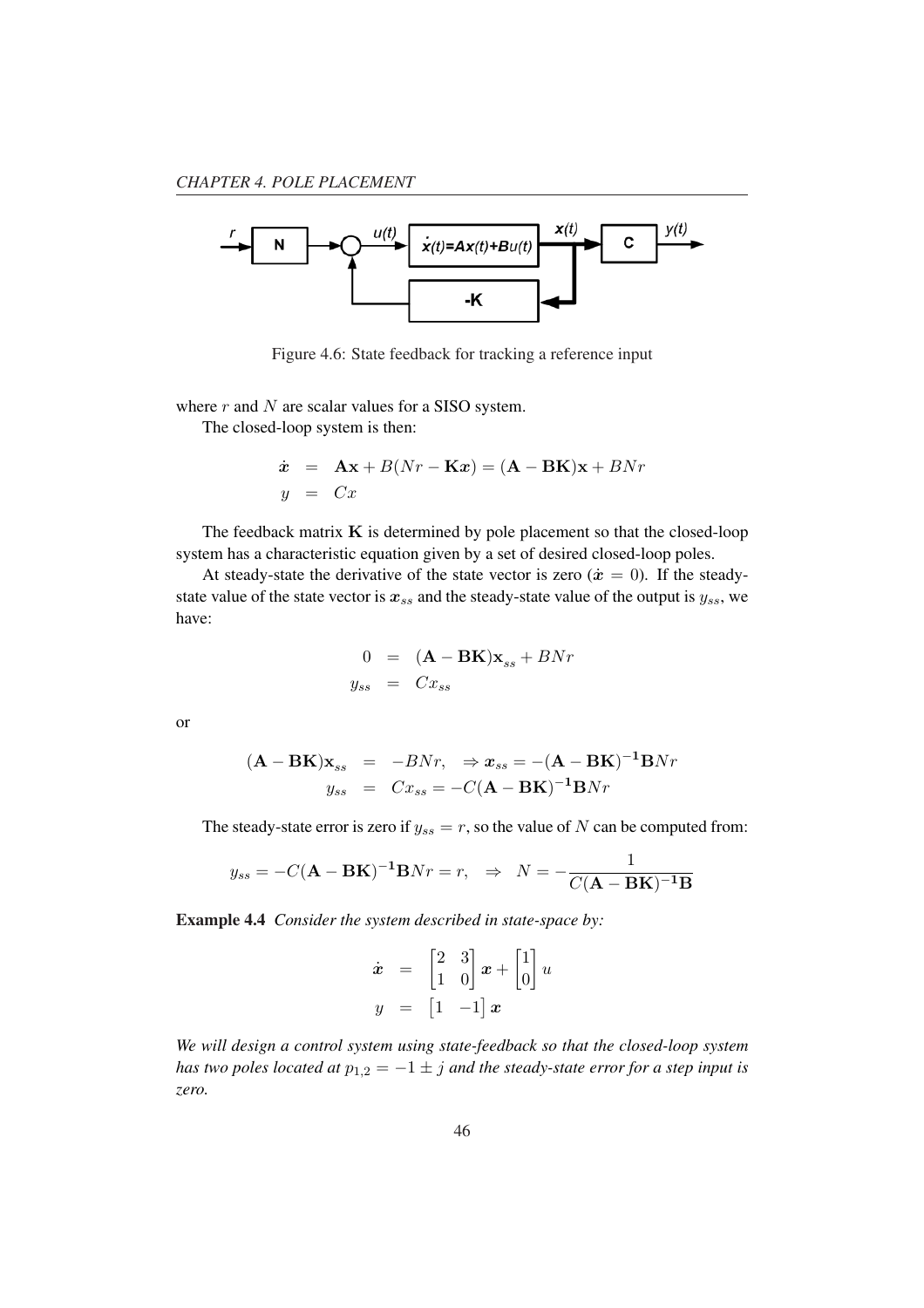Figure 4.6: State feedback for tracking a reference input

where $r$ and $N$ are scalar values for a SISO system.

The closed-loop system is then:

$$
\begin{aligned}
\dot{\boldsymbol{x}} &= \mathbf{A}\mathbf{x} + B(Nr - \mathbf{K}\boldsymbol{x}) = (\mathbf{A} - \mathbf{B}\mathbf{K})\mathbf{x} + BNr \\
y &= Cx
\end{aligned}
$$

The feedback matrix $\mathbf{K}$ is determined by pole placement so that the closed-loop system has a characteristic equation given by a set of desired closed-loop poles.

At steady-state the derivative of the state vector is zero ($\dot{\boldsymbol{x}} = 0$). If the steady-state value of the state vector is $\boldsymbol{x}_{ss}$ and the steady-state value of the output is $y_{ss}$, we have:

$$
\begin{aligned}
0 &= (\mathbf{A} - \mathbf{B}\mathbf{K})\mathbf{x}_{ss} + BNr \\
y_{ss} &= Cx_{ss}
\end{aligned}
$$

or

$$
\begin{aligned}
(\mathbf{A} - \mathbf{B}\mathbf{K})\mathbf{x}_{ss} &= -BNr, \quad \Rightarrow \boldsymbol{x}_{ss} = -(\mathbf{A} - \mathbf{B}\mathbf{K})^{-\mathbf{1}}\mathbf{B}Nr \\
y_{ss} &= Cx_{ss} = -C(\mathbf{A} - \mathbf{B}\mathbf{K})^{-\mathbf{1}}\mathbf{B}Nr
\end{aligned}
$$

The steady-state error is zero if $y_{ss} = r$, so the value of $N$ can be computed from:

$$
y_{ss} = -C(\mathbf{A} - \mathbf{B}\mathbf{K})^{-\mathbf{1}}\mathbf{B}Nr = r, \quad \Rightarrow \quad N = -\frac{1}{C(\mathbf{A} - \mathbf{B}\mathbf{K})^{-\mathbf{1}}\mathbf{B}}
$$

**Example 4.4** *Consider the system described in state-space by:*

$$
\begin{aligned}
\dot{\boldsymbol{x}} &= \begin{bmatrix} 2 & 3 \\ 1 & 0 \end{bmatrix} \boldsymbol{x} + \begin{bmatrix} 1 \\ 0 \end{bmatrix} u \\
y &= \begin{bmatrix} 1 & -1 \end{bmatrix} \boldsymbol{x}
\end{aligned}
$$

*We will design a control system using state-feedback so that the closed-loop system has two poles located at $p_{1,2} = -1 \pm j$ and the steady-state error for a step input is zero.*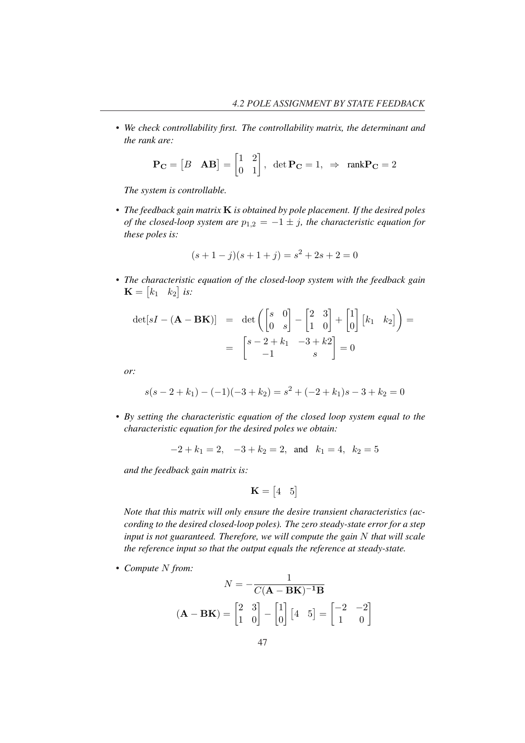- *We check controllability first. The controllability matrix, the determinant and the rank are:*

$$\mathbf{P_C} = \begin{bmatrix} B & \mathbf{AB} \end{bmatrix} = \begin{bmatrix} 1 & 2 \\ 0 & 1 \end{bmatrix}, \ \det \mathbf{P_C} = 1, \ \Rightarrow \ \text{rank}\mathbf{P_C} = 2$$

*The system is controllable.*

- *The feedback gain matrix* $\mathbf{K}$ *is obtained by pole placement. If the desired poles of the closed-loop system are* $p_{1,2} = -1 \pm j$*, the characteristic equation for these poles is:*

$$(s + 1 - j)(s + 1 + j) = s^2 + 2s + 2 = 0$$

- *The characteristic equation of the closed-loop system with the feedback gain* $\mathbf{K} = \begin{bmatrix} k_1 & k_2 \end{bmatrix}$ *is:*

$$\begin{aligned}
\det[sI - (\mathbf{A} - \mathbf{BK})] &= \det\left( \begin{bmatrix} s & 0 \\ 0 & s \end{bmatrix} - \begin{bmatrix} 2 & 3 \\ 1 & 0 \end{bmatrix} + \begin{bmatrix} 1 \\ 0 \end{bmatrix} \begin{bmatrix} k_1 & k_2 \end{bmatrix} \right) = \\
&= \begin{bmatrix} s - 2 + k_1 & -3 + k2 \\ -1 & s \end{bmatrix} = 0
\end{aligned}$$

*or:*

$$s(s - 2 + k_1) - (-1)(-3 + k_2) = s^2 + (-2 + k_1)s - 3 + k_2 = 0$$

- *By setting the characteristic equation of the closed loop system equal to the characteristic equation for the desired poles we obtain:*

$$-2 + k_1 = 2, \quad -3 + k_2 = 2, \ \text{ and } \ k_1 = 4, \ k_2 = 5$$

*and the feedback gain matrix is:*

$$\mathbf{K} = \begin{bmatrix} 4 & 5 \end{bmatrix}$$

*Note that this matrix will only ensure the desire transient characteristics (according to the desired closed-loop poles). The zero steady-state error for a step input is not guaranteed. Therefore, we will compute the gain* $N$ *that will scale the reference input so that the output equals the reference at steady-state.*

- *Compute* $N$ *from:*

$$N = -\frac{1}{C(\mathbf{A} - \mathbf{BK})^{-1}\mathbf{B}}$$

$$(\mathbf{A} - \mathbf{BK}) = \begin{bmatrix} 2 & 3 \\ 1 & 0 \end{bmatrix} - \begin{bmatrix} 1 \\ 0 \end{bmatrix} \begin{bmatrix} 4 & 5 \end{bmatrix} = \begin{bmatrix} -2 & -2 \\ 1 & 0 \end{bmatrix}$$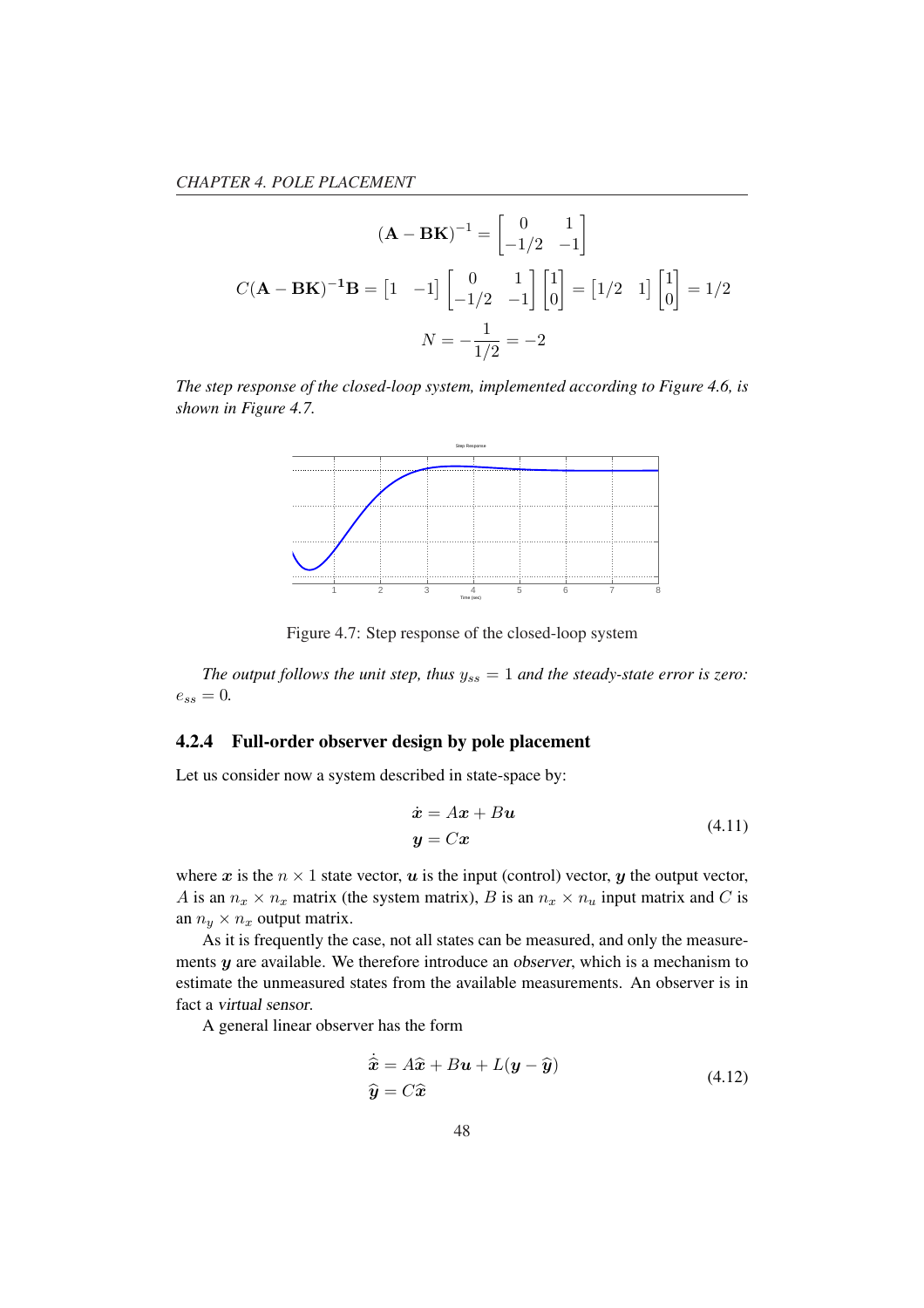$$(\mathbf{A}-\mathbf{BK})^{-1} = \begin{bmatrix} 0 & 1 \\ -1/2 & -1 \end{bmatrix}$$

$$C(\mathbf{A}-\mathbf{BK})^{-\mathbf{1}}\mathbf{B} = \begin{bmatrix} 1 & -1 \end{bmatrix} \begin{bmatrix} 0 & 1 \\ -1/2 & -1 \end{bmatrix} \begin{bmatrix} 1 \\ 0 \end{bmatrix} = \begin{bmatrix} 1/2 & 1 \end{bmatrix} \begin{bmatrix} 1 \\ 0 \end{bmatrix} = 1/2$$

$$N = -\frac{1}{1/2} = -2$$

*The step response of the closed-loop system, implemented according to Figure 4.6, is shown in Figure 4.7.*

Figure 4.7: Step response of the closed-loop system

*The output follows the unit step, thus $y_{ss} = 1$ and the steady-state error is zero: $e_{ss} = 0$.*

### 4.2.4 Full-order observer design by pole placement

Let us consider now a system described in state-space by:

$$\begin{aligned} \dot{\boldsymbol{x}} &= A\boldsymbol{x} + B\boldsymbol{u} \\ \boldsymbol{y} &= C\boldsymbol{x} \end{aligned} \tag{4.11}$$

where $\boldsymbol{x}$ is the $n \times 1$ state vector, $\boldsymbol{u}$ is the input (control) vector, $\boldsymbol{y}$ the output vector, $A$ is an $n_x \times n_x$ matrix (the system matrix), $B$ is an $n_x \times n_u$ input matrix and $C$ is an $n_y \times n_x$ output matrix.

As it is frequently the case, not all states can be measured, and only the measurements $\boldsymbol{y}$ are available. We therefore introduce an *observer*, which is a mechanism to estimate the unmeasured states from the available measurements. An observer is in fact a *virtual sensor*.

A general linear observer has the form

$$\begin{aligned} \dot{\widehat{\boldsymbol{x}}} &= A\widehat{\boldsymbol{x}} + B\boldsymbol{u} + L(\boldsymbol{y} - \widehat{\boldsymbol{y}}) \\ \widehat{\boldsymbol{y}} &= C\widehat{\boldsymbol{x}} \end{aligned} \tag{4.12}$$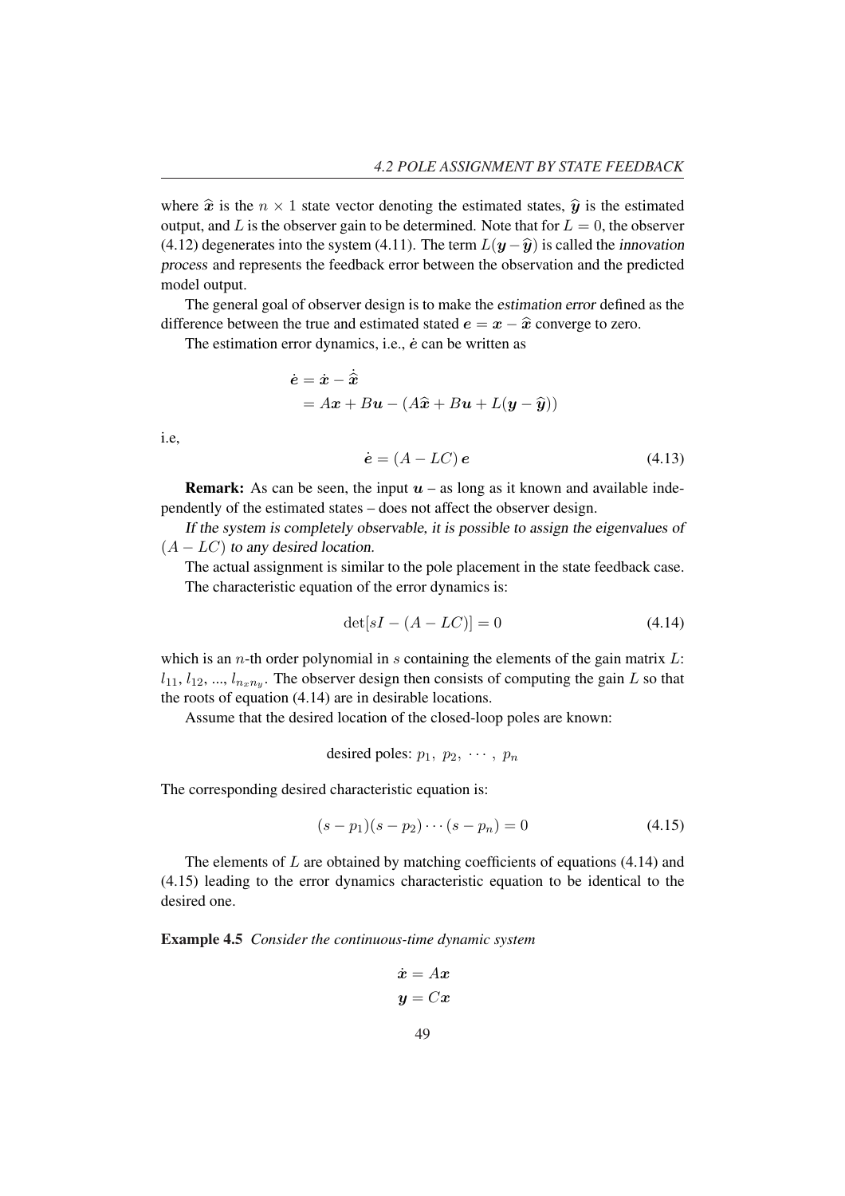where $\widehat{\boldsymbol{x}}$ is the $n \times 1$ state vector denoting the estimated states, $\widehat{\boldsymbol{y}}$ is the estimated output, and $L$ is the observer gain to be determined. Note that for $L = 0$, the observer (4.12) degenerates into the system (4.11). The term $L(\boldsymbol{y} - \widehat{\boldsymbol{y}})$ is called the *innovation process* and represents the feedback error between the observation and the predicted model output.

The general goal of observer design is to make the *estimation error* defined as the difference between the true and estimated stated $\boldsymbol{e} = \boldsymbol{x} - \widehat{\boldsymbol{x}}$ converge to zero.

The estimation error dynamics, i.e., $\dot{e}$ can be written as

$$\begin{aligned}
\dot{\boldsymbol{e}} &= \dot{\boldsymbol{x}} - \dot{\widehat{\boldsymbol{x}}} \\
&= A\boldsymbol{x} + B\boldsymbol{u} - (A\widehat{\boldsymbol{x}} + B\boldsymbol{u} + L(\boldsymbol{y} - \widehat{\boldsymbol{y}}))
\end{aligned}$$

i.e,

$$\dot{\boldsymbol{e}} = (A - LC)\,\boldsymbol{e} \tag{4.13}$$

**Remark:** As can be seen, the input $\boldsymbol{u}$ – as long as it known and available independently of the estimated states – does not affect the observer design.

*If the system is completely observable, it is possible to assign the eigenvalues of* $(A - LC)$ *to any desired location.*

The actual assignment is similar to the pole placement in the state feedback case.

The characteristic equation of the error dynamics is:

$$\det[sI - (A - LC)] = 0 \tag{4.14}$$

which is an $n$-th order polynomial in $s$ containing the elements of the gain matrix $L$: $l_{11}$, $l_{12}$, ..., $l_{n_x n_y}$. The observer design then consists of computing the gain $L$ so that the roots of equation (4.14) are in desirable locations.

Assume that the desired location of the closed-loop poles are known:

$$\text{desired poles: } p_1,\ p_2,\ \cdots,\ p_n$$

The corresponding desired characteristic equation is:

$$(s - p_1)(s - p_2)\cdots(s - p_n) = 0 \tag{4.15}$$

The elements of $L$ are obtained by matching coefficients of equations (4.14) and (4.15) leading to the error dynamics characteristic equation to be identical to the desired one.

**Example 4.5** *Consider the continuous-time dynamic system*

$$\begin{aligned}
\dot{\boldsymbol{x}} &= A\boldsymbol{x} \\
\boldsymbol{y} &= C\boldsymbol{x}
\end{aligned}$$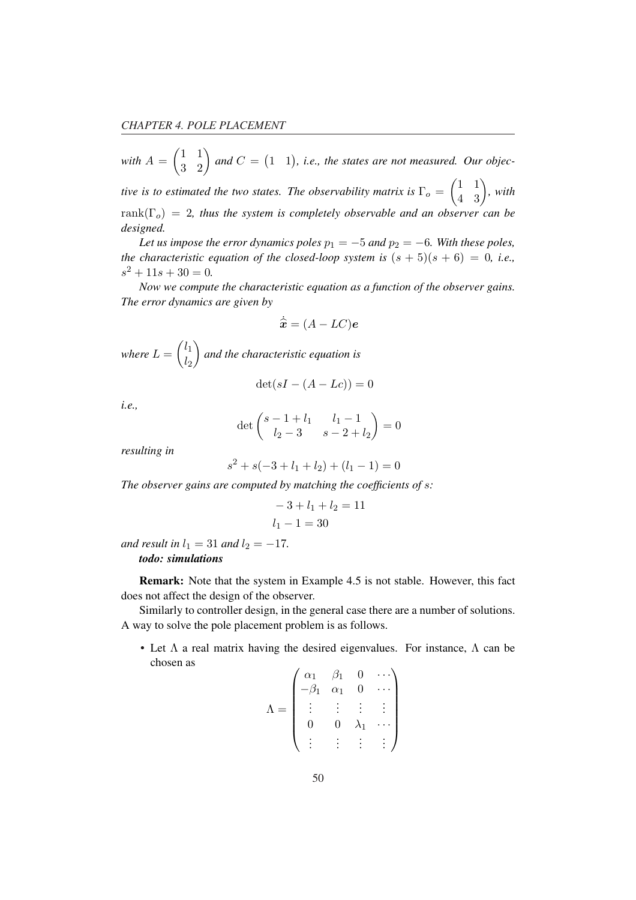*with* $A = \begin{pmatrix} 1 & 1 \\ 3 & 2 \end{pmatrix}$ *and* $C = \begin{pmatrix} 1 & 1 \end{pmatrix}$*, i.e., the states are not measured. Our objective is to estimated the two states. The observability matrix is* $\Gamma_o = \begin{pmatrix} 1 & 1 \\ 4 & 3 \end{pmatrix}$*, with* $\text{rank}(\Gamma_o) = 2$*, thus the system is completely observable and an observer can be designed.*

*Let us impose the error dynamics poles* $p_1 = -5$ *and* $p_2 = -6$*. With these poles, the characteristic equation of the closed-loop system is* $(s+5)(s+6) = 0$*, i.e.,* $s^2 + 11s + 30 = 0$*.*

*Now we compute the characteristic equation as a function of the observer gains. The error dynamics are given by*

$$\dot{\hat{\boldsymbol{x}}} = (A - LC)\boldsymbol{e}$$

*where* $L = \begin{pmatrix} l_1 \\ l_2 \end{pmatrix}$ *and the characteristic equation is*

$$\det(sI - (A - Lc)) = 0$$

*i.e.,*

$$\det \begin{pmatrix} s - 1 + l_1 & l_1 - 1 \\ l_2 - 3 & s - 2 + l_2 \end{pmatrix} = 0$$

*resulting in*

$$s^2 + s(-3 + l_1 + l_2) + (l_1 - 1) = 0$$

*The observer gains are computed by matching the coefficients of* $s$*:*

$$\begin{aligned} -3 + l_1 + l_2 &= 11 \\ l_1 - 1 &= 30 \end{aligned}$$

*and result in* $l_1 = 31$ *and* $l_2 = -17$*.*

***todo: simulations***

**Remark:** Note that the system in Example 4.5 is not stable. However, this fact does not affect the design of the observer.

Similarly to controller design, in the general case there are a number of solutions. A way to solve the pole placement problem is as follows.

- Let $\Lambda$ a real matrix having the desired eigenvalues. For instance, $\Lambda$ can be chosen as

$$\Lambda = \begin{pmatrix} \alpha_1 & \beta_1 & 0 & \cdots \\ -\beta_1 & \alpha_1 & 0 & \cdots \\ \vdots & \vdots & \vdots & \vdots \\ 0 & 0 & \lambda_1 & \cdots \\ \vdots & \vdots & \vdots & \vdots \end{pmatrix}$$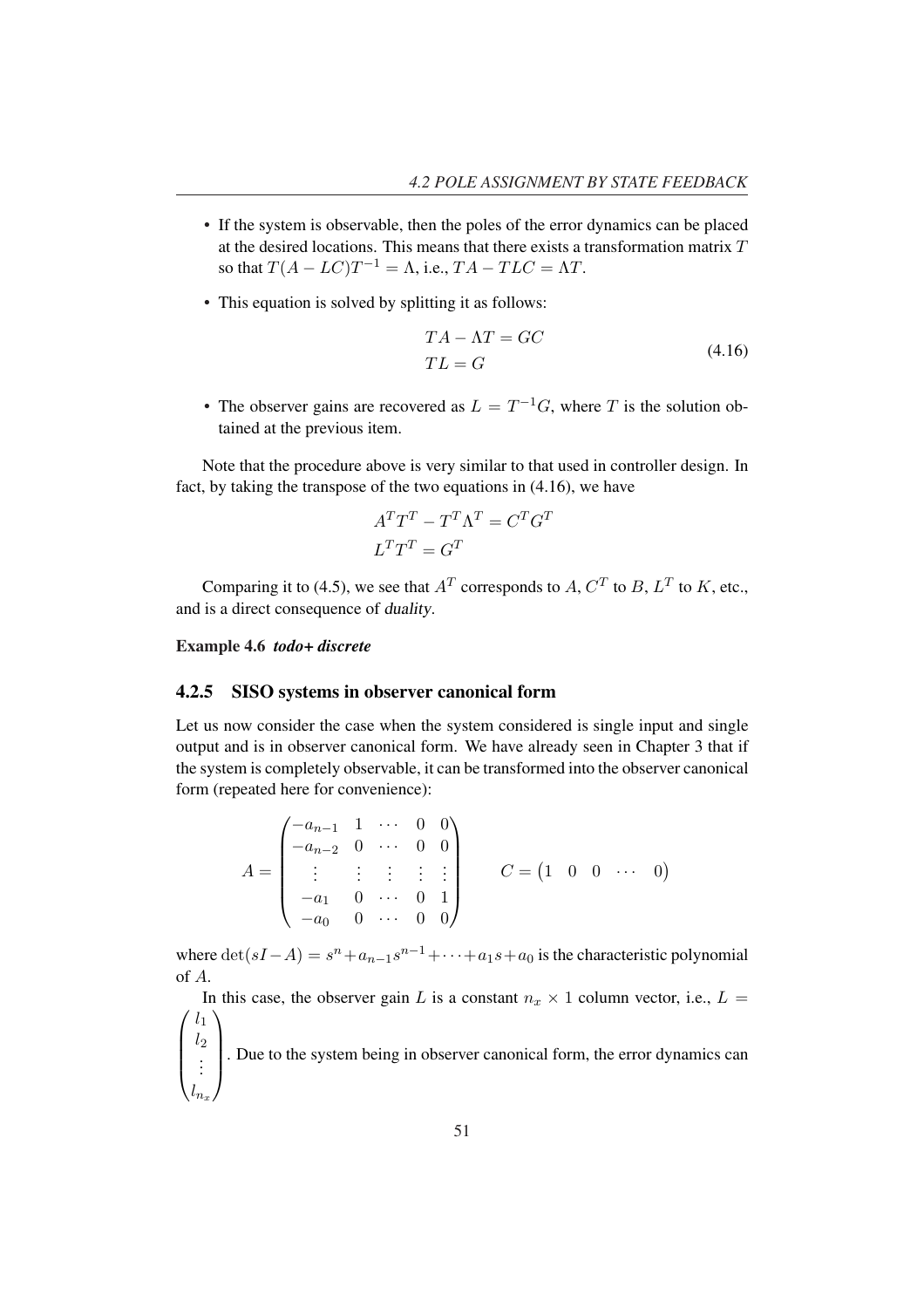- If the system is observable, then the poles of the error dynamics can be placed at the desired locations. This means that there exists a transformation matrix $T$ so that $T(A - LC)T^{-1} = \Lambda$, i.e., $TA - TLC = \Lambda T$.
- This equation is solved by splitting it as follows:

$$
\begin{aligned}
TA - \Lambda T &= GC \\
TL &= G
\end{aligned}
\tag{4.16}
$$

- The observer gains are recovered as $L = T^{-1}G$, where $T$ is the solution obtained at the previous item.

Note that the procedure above is very similar to that used in controller design. In fact, by taking the transpose of the two equations in (4.16), we have

$$
\begin{aligned}
A^T T^T - T^T \Lambda^T &= C^T G^T \\
L^T T^T &= G^T
\end{aligned}
$$

Comparing it to (4.5), we see that $A^T$ corresponds to $A$, $C^T$ to $B$, $L^T$ to $K$, etc., and is a direct consequence of *duality*.

**Example 4.6** ***todo+ discrete***

### 4.2.5 SISO systems in observer canonical form

Let us now consider the case when the system considered is single input and single output and is in observer canonical form. We have already seen in Chapter 3 that if the system is completely observable, it can be transformed into the observer canonical form (repeated here for convenience):

$$
A = \begin{pmatrix}
-a_{n-1} & 1 & \cdots & 0 & 0 \\
-a_{n-2} & 0 & \cdots & 0 & 0 \\
\vdots & \vdots & \vdots & \vdots & \vdots \\
-a_1 & 0 & \cdots & 0 & 1 \\
-a_0 & 0 & \cdots & 0 & 0
\end{pmatrix}
\qquad
C = \begin{pmatrix} 1 & 0 & 0 & \cdots & 0 \end{pmatrix}
$$

where $\det(sI - A) = s^n + a_{n-1}s^{n-1} + \cdots + a_1 s + a_0$ is the characteristic polynomial of $A$.

In this case, the observer gain $L$ is a constant $n_x \times 1$ column vector, i.e., $L = \begin{pmatrix} l_1 \\ l_2 \\ \vdots \\ l_{n_x} \end{pmatrix}$. Due to the system being in observer canonical form, the error dynamics can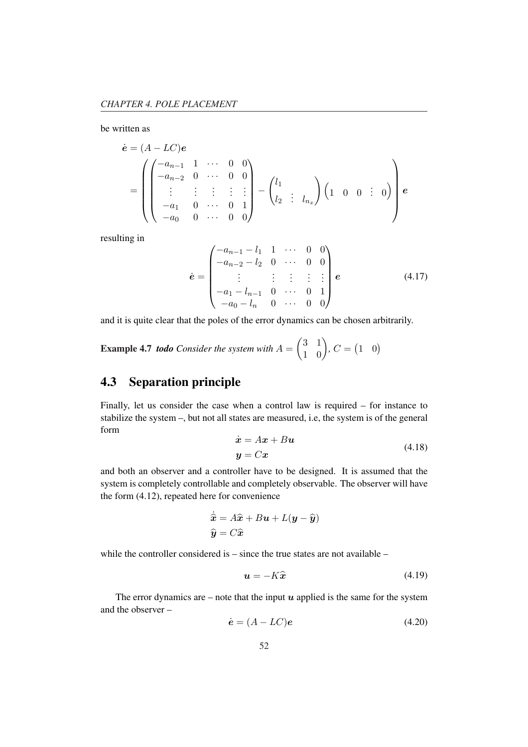be written as

$$
\begin{aligned}
\dot{\boldsymbol{e}} &= (A - LC)\boldsymbol{e} \\
&= \left( \begin{pmatrix} -a_{n-1} & 1 & \cdots & 0 & 0 \\ -a_{n-2} & 0 & \cdots & 0 & 0 \\ \vdots & \vdots & \vdots & \vdots & \vdots \\ -a_1 & 0 & \cdots & 0 & 1 \\ -a_0 & 0 & \cdots & 0 & 0 \end{pmatrix} - \begin{pmatrix} l_1 & & \\ l_2 & \vdots & l_{n_x} \end{pmatrix} \begin{pmatrix} 1 & 0 & 0 & \vdots & 0 \end{pmatrix} \right) \boldsymbol{e}
\end{aligned}
$$

resulting in

$$
\dot{\boldsymbol{e}} = \begin{pmatrix} -a_{n-1} - l_1 & 1 & \cdots & 0 & 0 \\ -a_{n-2} - l_2 & 0 & \cdots & 0 & 0 \\ \vdots & \vdots & \vdots & \vdots & \vdots \\ -a_1 - l_{n-1} & 0 & \cdots & 0 & 1 \\ -a_0 - l_n & 0 & \cdots & 0 & 0 \end{pmatrix} \boldsymbol{e} \tag{4.17}
$$

and it is quite clear that the poles of the error dynamics can be chosen arbitrarily.

**Example 4.7** ***todo*** *Consider the system with* $A = \begin{pmatrix} 3 & 1 \\ 1 & 0 \end{pmatrix}$, $C = \begin{pmatrix} 1 & 0 \end{pmatrix}$

## 4.3 Separation principle

Finally, let us consider the case when a control law is required – for instance to stabilize the system –, but not all states are measured, i.e, the system is of the general form

$$
\begin{aligned}
\dot{\boldsymbol{x}} &= A\boldsymbol{x} + B\boldsymbol{u} \\
\boldsymbol{y} &= C\boldsymbol{x}
\end{aligned} \tag{4.18}
$$

and both an observer and a controller have to be designed. It is assumed that the system is completely controllable and completely observable. The observer will have the form (4.12), repeated here for convenience

$$
\begin{aligned}
\dot{\widehat{\boldsymbol{x}}} &= A\widehat{\boldsymbol{x}} + B\boldsymbol{u} + L(\boldsymbol{y} - \widehat{\boldsymbol{y}}) \\
\widehat{\boldsymbol{y}} &= C\widehat{\boldsymbol{x}}
\end{aligned}
$$

while the controller considered is – since the true states are not available –

$$
\boldsymbol{u} = -K\widehat{\boldsymbol{x}} \tag{4.19}
$$

The error dynamics are – note that the input $\boldsymbol{u}$ applied is the same for the system and the observer –

$$
\dot{\boldsymbol{e}} = (A - LC)\boldsymbol{e} \tag{4.20}
$$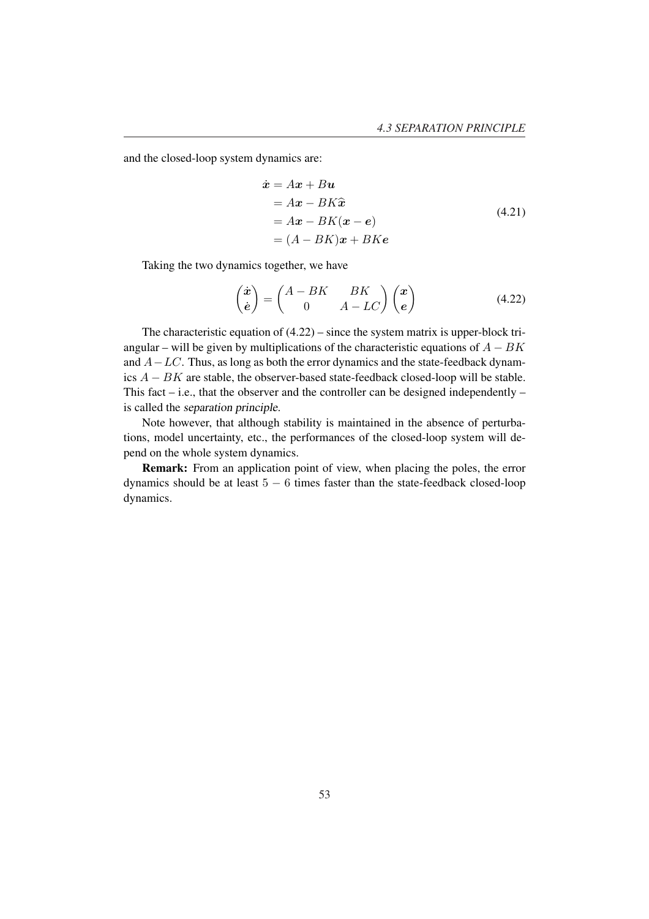and the closed-loop system dynamics are:

$$
\begin{aligned}
\dot{\boldsymbol{x}} &= A\boldsymbol{x} + B\boldsymbol{u} \\
&= A\boldsymbol{x} - BK\widehat{\boldsymbol{x}} \\
&= A\boldsymbol{x} - BK(\boldsymbol{x} - \boldsymbol{e}) \\
&= (A - BK)\boldsymbol{x} + BK\boldsymbol{e}
\end{aligned}
\tag{4.21}
$$

Taking the two dynamics together, we have

$$
\begin{pmatrix} \dot{\boldsymbol{x}} \\ \dot{\boldsymbol{e}} \end{pmatrix} = \begin{pmatrix} A - BK & BK \\ 0 & A - LC \end{pmatrix} \begin{pmatrix} \boldsymbol{x} \\ \boldsymbol{e} \end{pmatrix}
\tag{4.22}
$$

The characteristic equation of (4.22) – since the system matrix is upper-block triangular – will be given by multiplications of the characteristic equations of $A - BK$ and $A - LC$. Thus, as long as both the error dynamics and the state-feedback dynamics $A - BK$ are stable, the observer-based state-feedback closed-loop will be stable. This fact – i.e., that the observer and the controller can be designed independently – is called the *separation principle*.

Note however, that although stability is maintained in the absence of perturbations, model uncertainty, etc., the performances of the closed-loop system will depend on the whole system dynamics.

**Remark:** From an application point of view, when placing the poles, the error dynamics should be at least $5 - 6$ times faster than the state-feedback closed-loop dynamics.